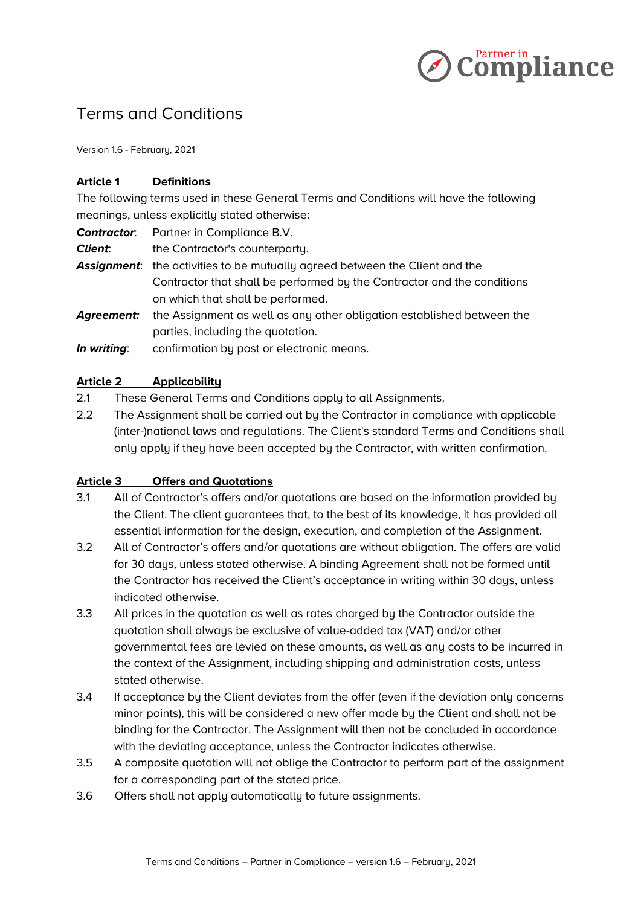# Terms and Conditions

Version 1.6 - February, 2021

## Article 1 Definitions

The following terms used in these General Terms and Conditions will have the following meanings, unless explicitly stated otherwise:

***Contractor***: Partner in Compliance B.V.

***Client***: the Contractor's counterparty.

***Assignment***: the activities to be mutually agreed between the Client and the Contractor that shall be performed by the Contractor and the conditions on which that shall be performed.

***Agreement:*** the Assignment as well as any other obligation established between the parties, including the quotation.

***In writing***: confirmation by post or electronic means.

## Article 2 Applicability

2.1 These General Terms and Conditions apply to all Assignments.

2.2 The Assignment shall be carried out by the Contractor in compliance with applicable (inter-)national laws and regulations. The Client's standard Terms and Conditions shall only apply if they have been accepted by the Contractor, with written confirmation.

## Article 3 Offers and Quotations

3.1 All of Contractor's offers and/or quotations are based on the information provided by the Client. The client guarantees that, to the best of its knowledge, it has provided all essential information for the design, execution, and completion of the Assignment.

3.2 All of Contractor's offers and/or quotations are without obligation. The offers are valid for 30 days, unless stated otherwise. A binding Agreement shall not be formed until the Contractor has received the Client's acceptance in writing within 30 days, unless indicated otherwise.

3.3 All prices in the quotation as well as rates charged by the Contractor outside the quotation shall always be exclusive of value-added tax (VAT) and/or other governmental fees are levied on these amounts, as well as any costs to be incurred in the context of the Assignment, including shipping and administration costs, unless stated otherwise.

3.4 If acceptance by the Client deviates from the offer (even if the deviation only concerns minor points), this will be considered a new offer made by the Client and shall not be binding for the Contractor. The Assignment will then not be concluded in accordance with the deviating acceptance, unless the Contractor indicates otherwise.

3.5 A composite quotation will not oblige the Contractor to perform part of the assignment for a corresponding part of the stated price.

3.6 Offers shall not apply automatically to future assignments.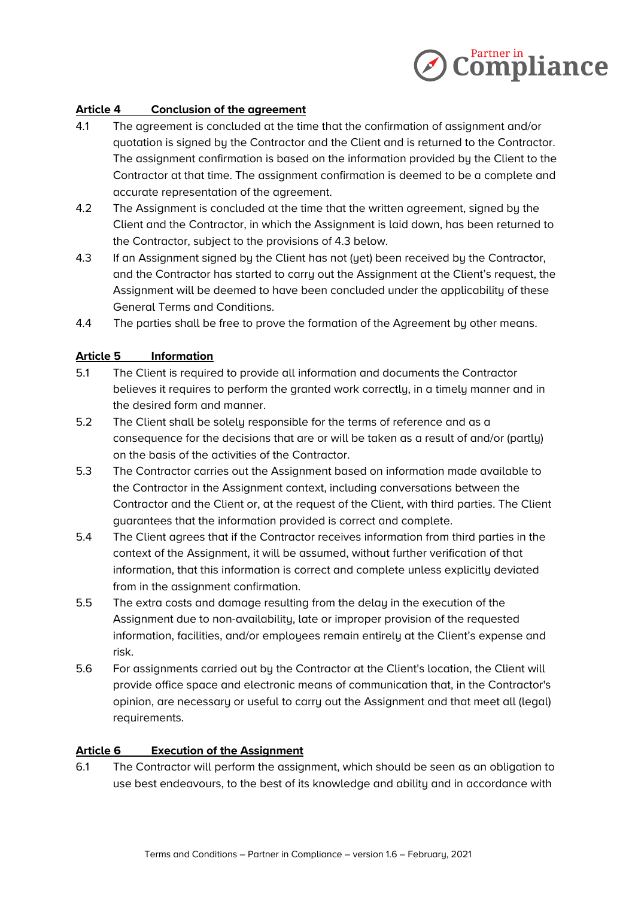**Article 4 Conclusion of the agreement**

4.1 The agreement is concluded at the time that the confirmation of assignment and/or quotation is signed by the Contractor and the Client and is returned to the Contractor. The assignment confirmation is based on the information provided by the Client to the Contractor at that time. The assignment confirmation is deemed to be a complete and accurate representation of the agreement.

4.2 The Assignment is concluded at the time that the written agreement, signed by the Client and the Contractor, in which the Assignment is laid down, has been returned to the Contractor, subject to the provisions of 4.3 below.

4.3 If an Assignment signed by the Client has not (yet) been received by the Contractor, and the Contractor has started to carry out the Assignment at the Client's request, the Assignment will be deemed to have been concluded under the applicability of these General Terms and Conditions.

4.4 The parties shall be free to prove the formation of the Agreement by other means.

**Article 5 Information**

5.1 The Client is required to provide all information and documents the Contractor believes it requires to perform the granted work correctly, in a timely manner and in the desired form and manner.

5.2 The Client shall be solely responsible for the terms of reference and as a consequence for the decisions that are or will be taken as a result of and/or (partly) on the basis of the activities of the Contractor.

5.3 The Contractor carries out the Assignment based on information made available to the Contractor in the Assignment context, including conversations between the Contractor and the Client or, at the request of the Client, with third parties. The Client guarantees that the information provided is correct and complete.

5.4 The Client agrees that if the Contractor receives information from third parties in the context of the Assignment, it will be assumed, without further verification of that information, that this information is correct and complete unless explicitly deviated from in the assignment confirmation.

5.5 The extra costs and damage resulting from the delay in the execution of the Assignment due to non-availability, late or improper provision of the requested information, facilities, and/or employees remain entirely at the Client's expense and risk.

5.6 For assignments carried out by the Contractor at the Client's location, the Client will provide office space and electronic means of communication that, in the Contractor's opinion, are necessary or useful to carry out the Assignment and that meet all (legal) requirements.

**Article 6 Execution of the Assignment**

6.1 The Contractor will perform the assignment, which should be seen as an obligation to use best endeavours, to the best of its knowledge and ability and in accordance with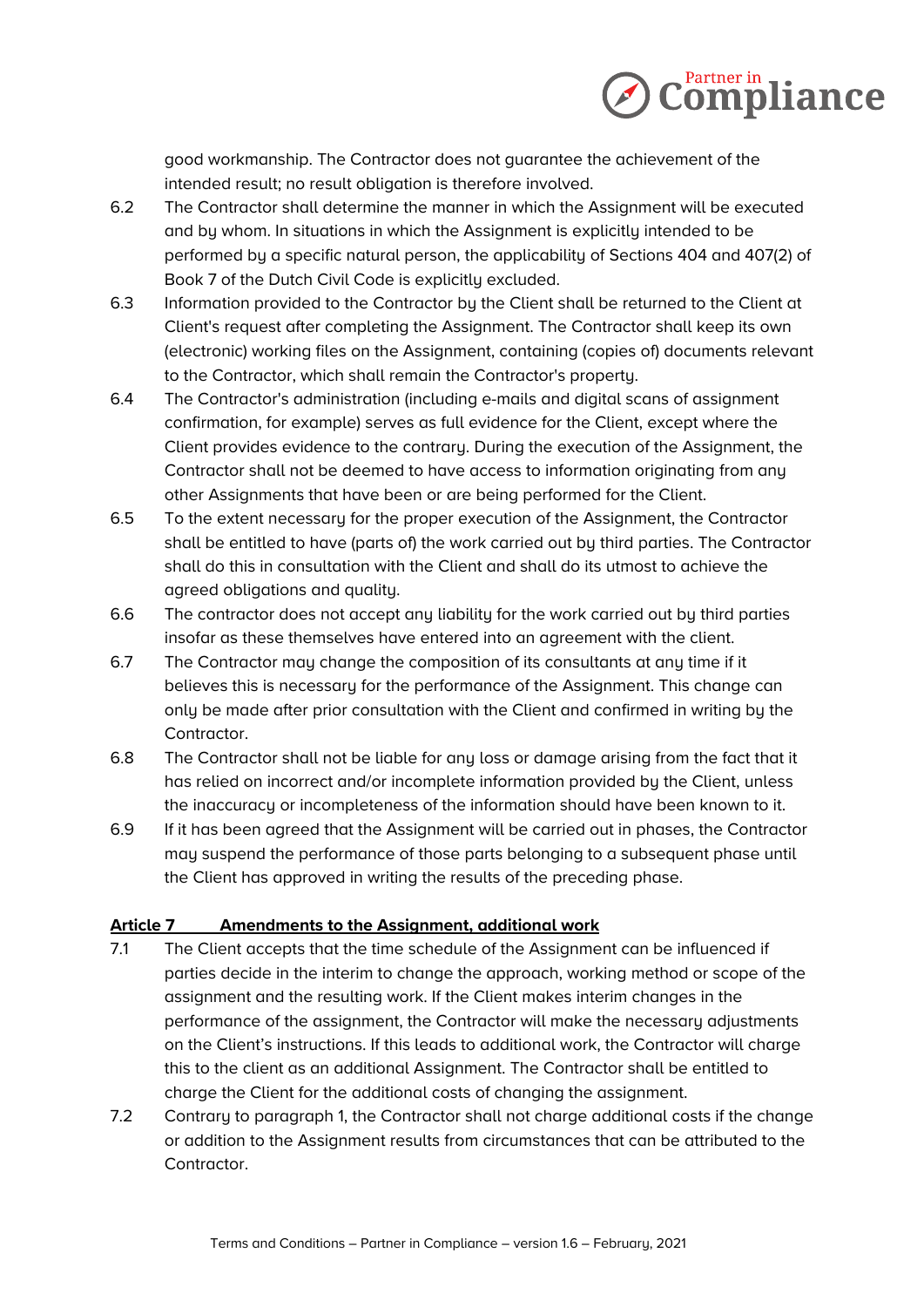good workmanship. The Contractor does not guarantee the achievement of the intended result; no result obligation is therefore involved.

6.2 The Contractor shall determine the manner in which the Assignment will be executed and by whom. In situations in which the Assignment is explicitly intended to be performed by a specific natural person, the applicability of Sections 404 and 407(2) of Book 7 of the Dutch Civil Code is explicitly excluded.

6.3 Information provided to the Contractor by the Client shall be returned to the Client at Client's request after completing the Assignment. The Contractor shall keep its own (electronic) working files on the Assignment, containing (copies of) documents relevant to the Contractor, which shall remain the Contractor's property.

6.4 The Contractor's administration (including e-mails and digital scans of assignment confirmation, for example) serves as full evidence for the Client, except where the Client provides evidence to the contrary. During the execution of the Assignment, the Contractor shall not be deemed to have access to information originating from any other Assignments that have been or are being performed for the Client.

6.5 To the extent necessary for the proper execution of the Assignment, the Contractor shall be entitled to have (parts of) the work carried out by third parties. The Contractor shall do this in consultation with the Client and shall do its utmost to achieve the agreed obligations and quality.

6.6 The contractor does not accept any liability for the work carried out by third parties insofar as these themselves have entered into an agreement with the client.

6.7 The Contractor may change the composition of its consultants at any time if it believes this is necessary for the performance of the Assignment. This change can only be made after prior consultation with the Client and confirmed in writing by the Contractor.

6.8 The Contractor shall not be liable for any loss or damage arising from the fact that it has relied on incorrect and/or incomplete information provided by the Client, unless the inaccuracy or incompleteness of the information should have been known to it.

6.9 If it has been agreed that the Assignment will be carried out in phases, the Contractor may suspend the performance of those parts belonging to a subsequent phase until the Client has approved in writing the results of the preceding phase.

## Article 7 Amendments to the Assignment, additional work

7.1 The Client accepts that the time schedule of the Assignment can be influenced if parties decide in the interim to change the approach, working method or scope of the assignment and the resulting work. If the Client makes interim changes in the performance of the assignment, the Contractor will make the necessary adjustments on the Client's instructions. If this leads to additional work, the Contractor will charge this to the client as an additional Assignment. The Contractor shall be entitled to charge the Client for the additional costs of changing the assignment.

7.2 Contrary to paragraph 1, the Contractor shall not charge additional costs if the change or addition to the Assignment results from circumstances that can be attributed to the Contractor.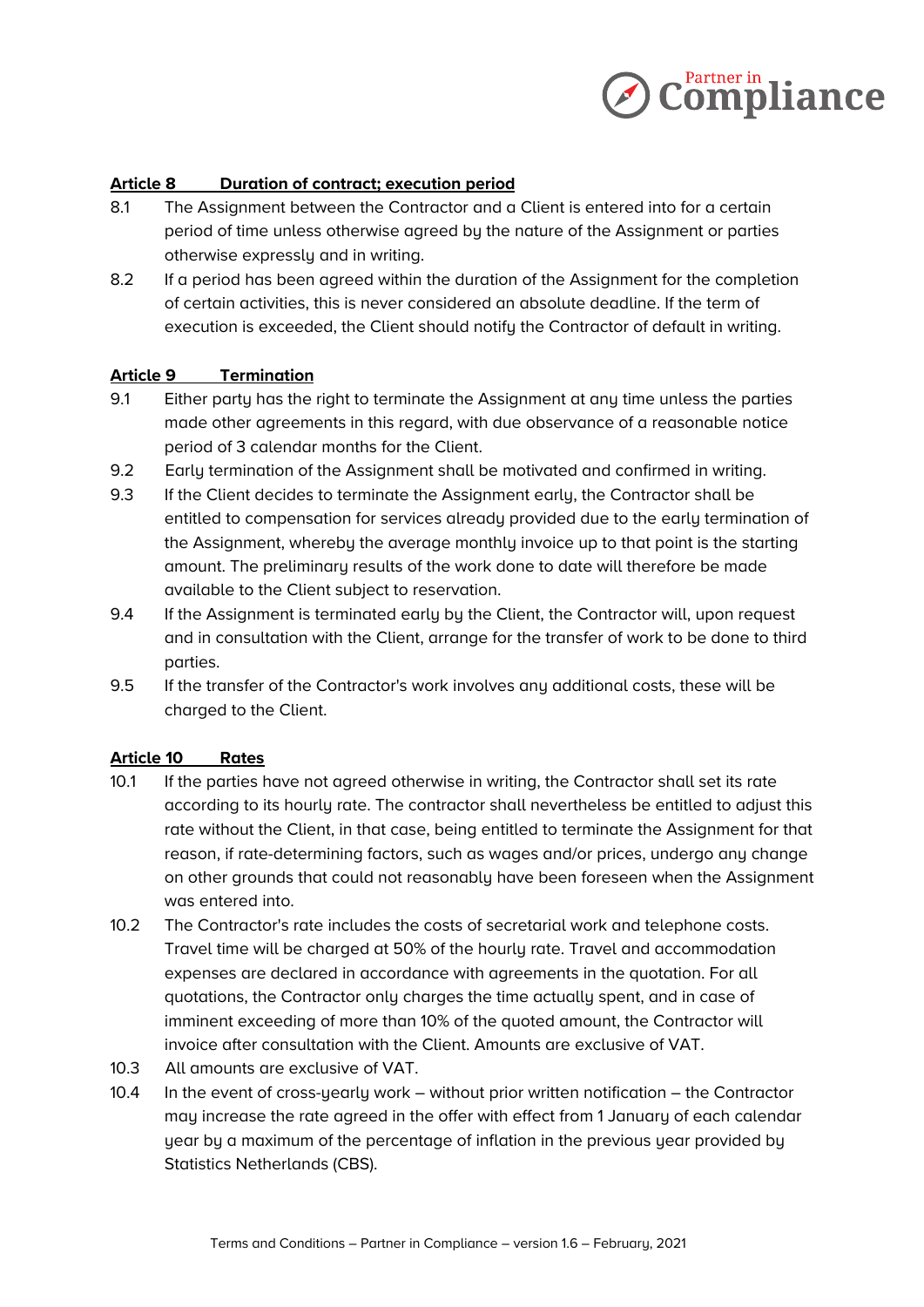## Article 8 Duration of contract; execution period

8.1 The Assignment between the Contractor and a Client is entered into for a certain period of time unless otherwise agreed by the nature of the Assignment or parties otherwise expressly and in writing.

8.2 If a period has been agreed within the duration of the Assignment for the completion of certain activities, this is never considered an absolute deadline. If the term of execution is exceeded, the Client should notify the Contractor of default in writing.

## Article 9 Termination

9.1 Either party has the right to terminate the Assignment at any time unless the parties made other agreements in this regard, with due observance of a reasonable notice period of 3 calendar months for the Client.

9.2 Early termination of the Assignment shall be motivated and confirmed in writing.

9.3 If the Client decides to terminate the Assignment early, the Contractor shall be entitled to compensation for services already provided due to the early termination of the Assignment, whereby the average monthly invoice up to that point is the starting amount. The preliminary results of the work done to date will therefore be made available to the Client subject to reservation.

9.4 If the Assignment is terminated early by the Client, the Contractor will, upon request and in consultation with the Client, arrange for the transfer of work to be done to third parties.

9.5 If the transfer of the Contractor's work involves any additional costs, these will be charged to the Client.

## Article 10 Rates

10.1 If the parties have not agreed otherwise in writing, the Contractor shall set its rate according to its hourly rate. The contractor shall nevertheless be entitled to adjust this rate without the Client, in that case, being entitled to terminate the Assignment for that reason, if rate-determining factors, such as wages and/or prices, undergo any change on other grounds that could not reasonably have been foreseen when the Assignment was entered into.

10.2 The Contractor's rate includes the costs of secretarial work and telephone costs. Travel time will be charged at 50% of the hourly rate. Travel and accommodation expenses are declared in accordance with agreements in the quotation. For all quotations, the Contractor only charges the time actually spent, and in case of imminent exceeding of more than 10% of the quoted amount, the Contractor will invoice after consultation with the Client. Amounts are exclusive of VAT.

10.3 All amounts are exclusive of VAT.

10.4 In the event of cross-yearly work – without prior written notification – the Contractor may increase the rate agreed in the offer with effect from 1 January of each calendar year by a maximum of the percentage of inflation in the previous year provided by Statistics Netherlands (CBS).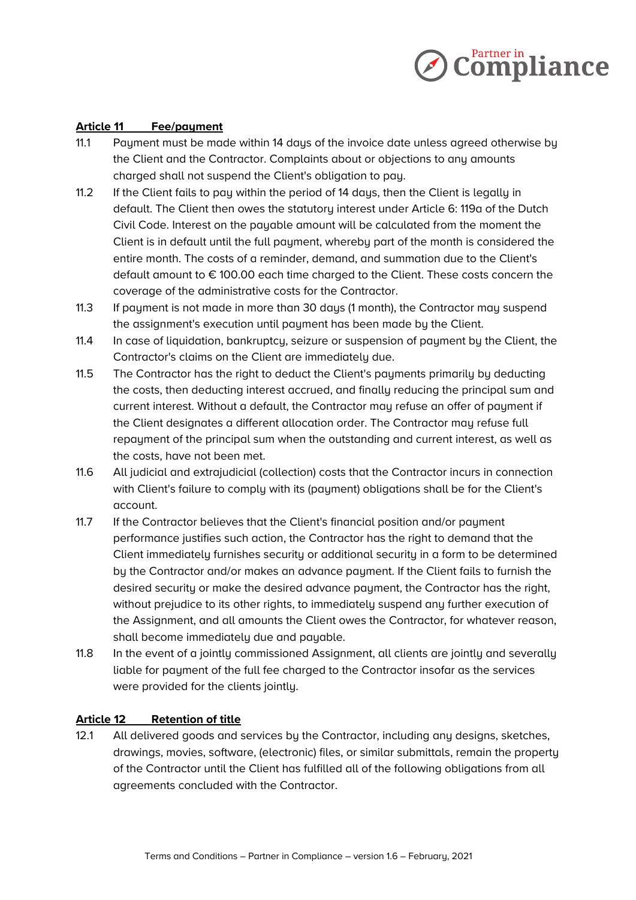**Article 11 Fee/payment**

11.1 Payment must be made within 14 days of the invoice date unless agreed otherwise by the Client and the Contractor. Complaints about or objections to any amounts charged shall not suspend the Client's obligation to pay.

11.2 If the Client fails to pay within the period of 14 days, then the Client is legally in default. The Client then owes the statutory interest under Article 6: 119a of the Dutch Civil Code. Interest on the payable amount will be calculated from the moment the Client is in default until the full payment, whereby part of the month is considered the entire month. The costs of a reminder, demand, and summation due to the Client's default amount to € 100.00 each time charged to the Client. These costs concern the coverage of the administrative costs for the Contractor.

11.3 If payment is not made in more than 30 days (1 month), the Contractor may suspend the assignment's execution until payment has been made by the Client.

11.4 In case of liquidation, bankruptcy, seizure or suspension of payment by the Client, the Contractor's claims on the Client are immediately due.

11.5 The Contractor has the right to deduct the Client's payments primarily by deducting the costs, then deducting interest accrued, and finally reducing the principal sum and current interest. Without a default, the Contractor may refuse an offer of payment if the Client designates a different allocation order. The Contractor may refuse full repayment of the principal sum when the outstanding and current interest, as well as the costs, have not been met.

11.6 All judicial and extrajudicial (collection) costs that the Contractor incurs in connection with Client's failure to comply with its (payment) obligations shall be for the Client's account.

11.7 If the Contractor believes that the Client's financial position and/or payment performance justifies such action, the Contractor has the right to demand that the Client immediately furnishes security or additional security in a form to be determined by the Contractor and/or makes an advance payment. If the Client fails to furnish the desired security or make the desired advance payment, the Contractor has the right, without prejudice to its other rights, to immediately suspend any further execution of the Assignment, and all amounts the Client owes the Contractor, for whatever reason, shall become immediately due and payable.

11.8 In the event of a jointly commissioned Assignment, all clients are jointly and severally liable for payment of the full fee charged to the Contractor insofar as the services were provided for the clients jointly.

**Article 12 Retention of title**

12.1 All delivered goods and services by the Contractor, including any designs, sketches, drawings, movies, software, (electronic) files, or similar submittals, remain the property of the Contractor until the Client has fulfilled all of the following obligations from all agreements concluded with the Contractor.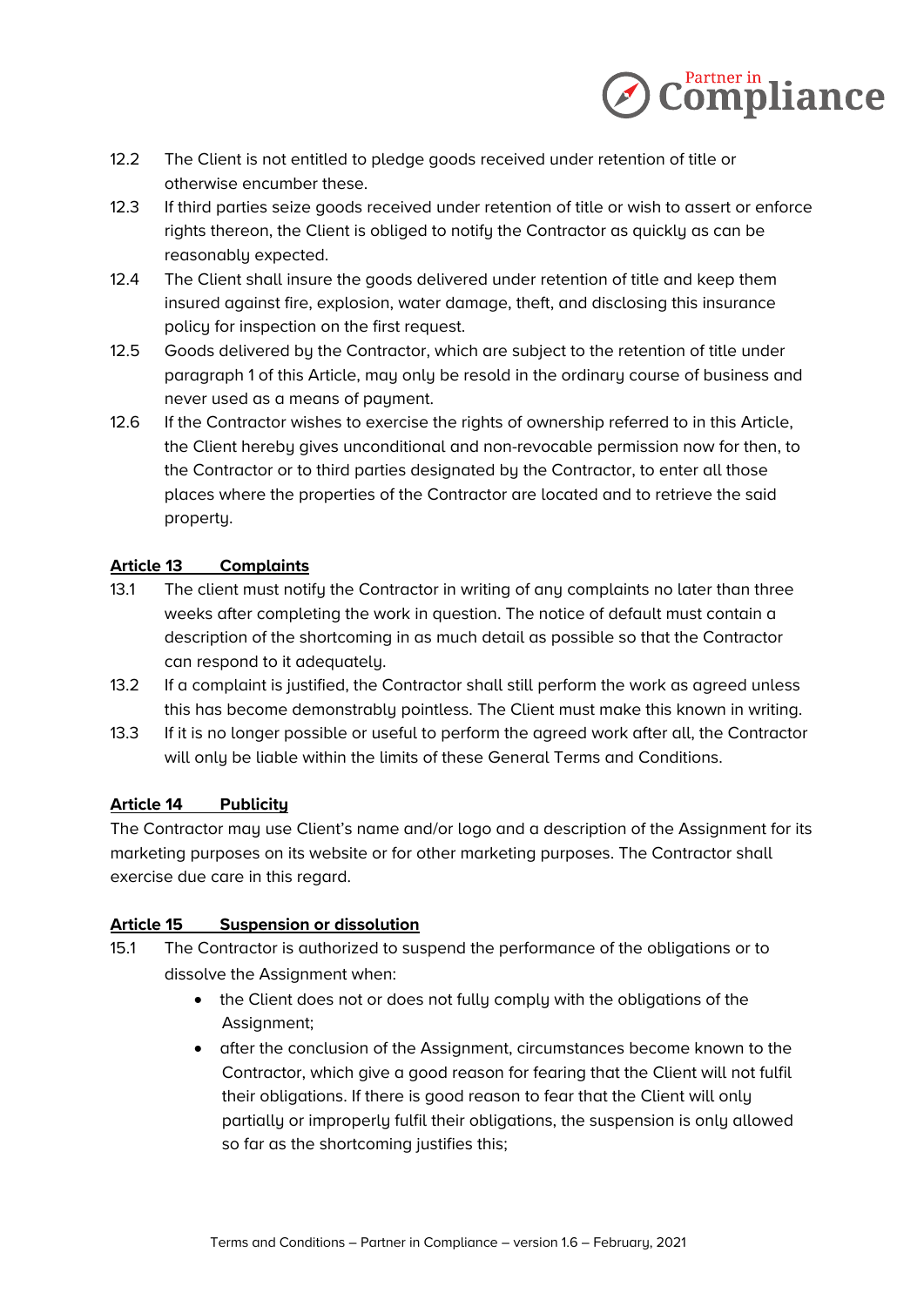12.2 The Client is not entitled to pledge goods received under retention of title or otherwise encumber these.

12.3 If third parties seize goods received under retention of title or wish to assert or enforce rights thereon, the Client is obliged to notify the Contractor as quickly as can be reasonably expected.

12.4 The Client shall insure the goods delivered under retention of title and keep them insured against fire, explosion, water damage, theft, and disclosing this insurance policy for inspection on the first request.

12.5 Goods delivered by the Contractor, which are subject to the retention of title under paragraph 1 of this Article, may only be resold in the ordinary course of business and never used as a means of payment.

12.6 If the Contractor wishes to exercise the rights of ownership referred to in this Article, the Client hereby gives unconditional and non-revocable permission now for then, to the Contractor or to third parties designated by the Contractor, to enter all those places where the properties of the Contractor are located and to retrieve the said property.

## Article 13 Complaints

13.1 The client must notify the Contractor in writing of any complaints no later than three weeks after completing the work in question. The notice of default must contain a description of the shortcoming in as much detail as possible so that the Contractor can respond to it adequately.

13.2 If a complaint is justified, the Contractor shall still perform the work as agreed unless this has become demonstrably pointless. The Client must make this known in writing.

13.3 If it is no longer possible or useful to perform the agreed work after all, the Contractor will only be liable within the limits of these General Terms and Conditions.

## Article 14 Publicity

The Contractor may use Client's name and/or logo and a description of the Assignment for its marketing purposes on its website or for other marketing purposes. The Contractor shall exercise due care in this regard.

## Article 15 Suspension or dissolution

15.1 The Contractor is authorized to suspend the performance of the obligations or to dissolve the Assignment when:

- the Client does not or does not fully comply with the obligations of the Assignment;
- after the conclusion of the Assignment, circumstances become known to the Contractor, which give a good reason for fearing that the Client will not fulfil their obligations. If there is good reason to fear that the Client will only partially or improperly fulfil their obligations, the suspension is only allowed so far as the shortcoming justifies this;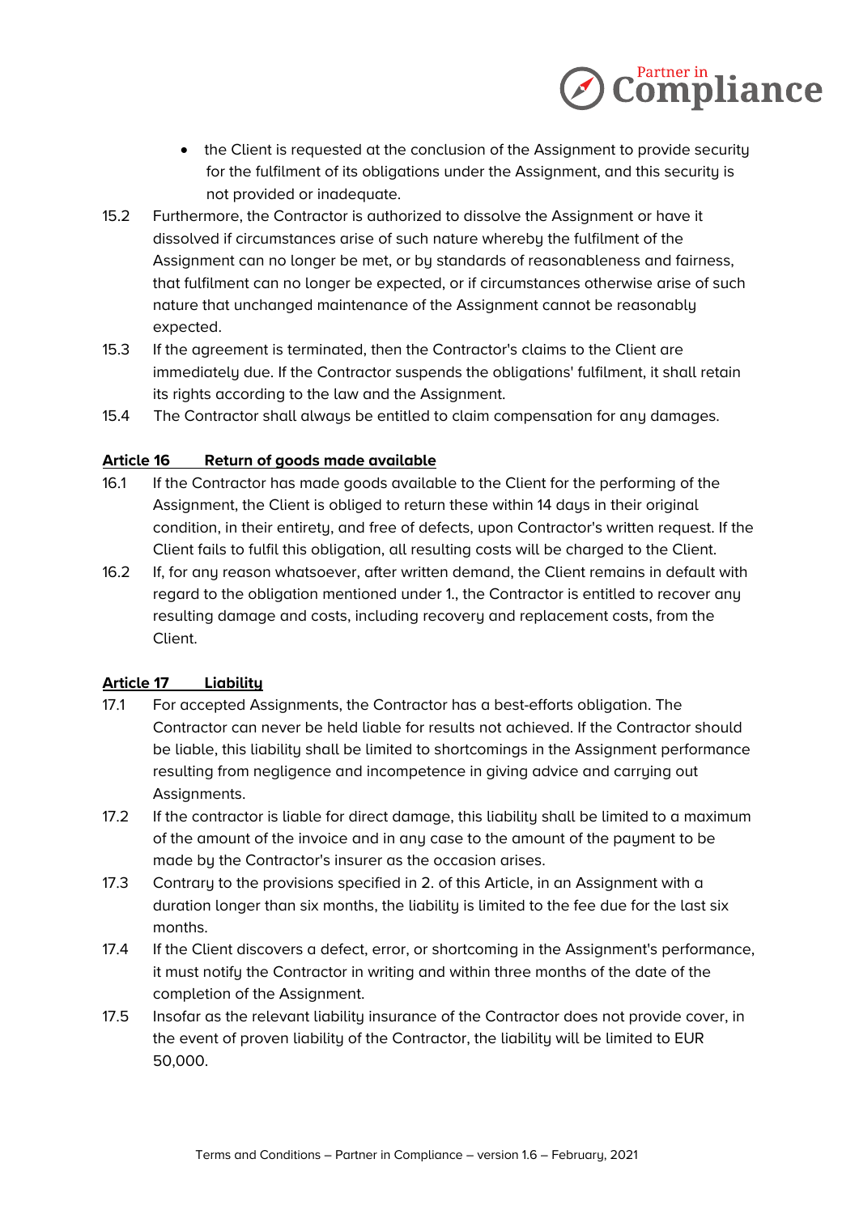- the Client is requested at the conclusion of the Assignment to provide security for the fulfilment of its obligations under the Assignment, and this security is not provided or inadequate.

15.2 Furthermore, the Contractor is authorized to dissolve the Assignment or have it dissolved if circumstances arise of such nature whereby the fulfilment of the Assignment can no longer be met, or by standards of reasonableness and fairness, that fulfilment can no longer be expected, or if circumstances otherwise arise of such nature that unchanged maintenance of the Assignment cannot be reasonably expected.

15.3 If the agreement is terminated, then the Contractor's claims to the Client are immediately due. If the Contractor suspends the obligations' fulfilment, it shall retain its rights according to the law and the Assignment.

15.4 The Contractor shall always be entitled to claim compensation for any damages.

## Article 16 Return of goods made available

16.1 If the Contractor has made goods available to the Client for the performing of the Assignment, the Client is obliged to return these within 14 days in their original condition, in their entirety, and free of defects, upon Contractor's written request. If the Client fails to fulfil this obligation, all resulting costs will be charged to the Client.

16.2 If, for any reason whatsoever, after written demand, the Client remains in default with regard to the obligation mentioned under 1., the Contractor is entitled to recover any resulting damage and costs, including recovery and replacement costs, from the Client.

## Article 17 Liability

17.1 For accepted Assignments, the Contractor has a best-efforts obligation. The Contractor can never be held liable for results not achieved. If the Contractor should be liable, this liability shall be limited to shortcomings in the Assignment performance resulting from negligence and incompetence in giving advice and carrying out Assignments.

17.2 If the contractor is liable for direct damage, this liability shall be limited to a maximum of the amount of the invoice and in any case to the amount of the payment to be made by the Contractor's insurer as the occasion arises.

17.3 Contrary to the provisions specified in 2. of this Article, in an Assignment with a duration longer than six months, the liability is limited to the fee due for the last six months.

17.4 If the Client discovers a defect, error, or shortcoming in the Assignment's performance, it must notify the Contractor in writing and within three months of the date of the completion of the Assignment.

17.5 Insofar as the relevant liability insurance of the Contractor does not provide cover, in the event of proven liability of the Contractor, the liability will be limited to EUR 50,000.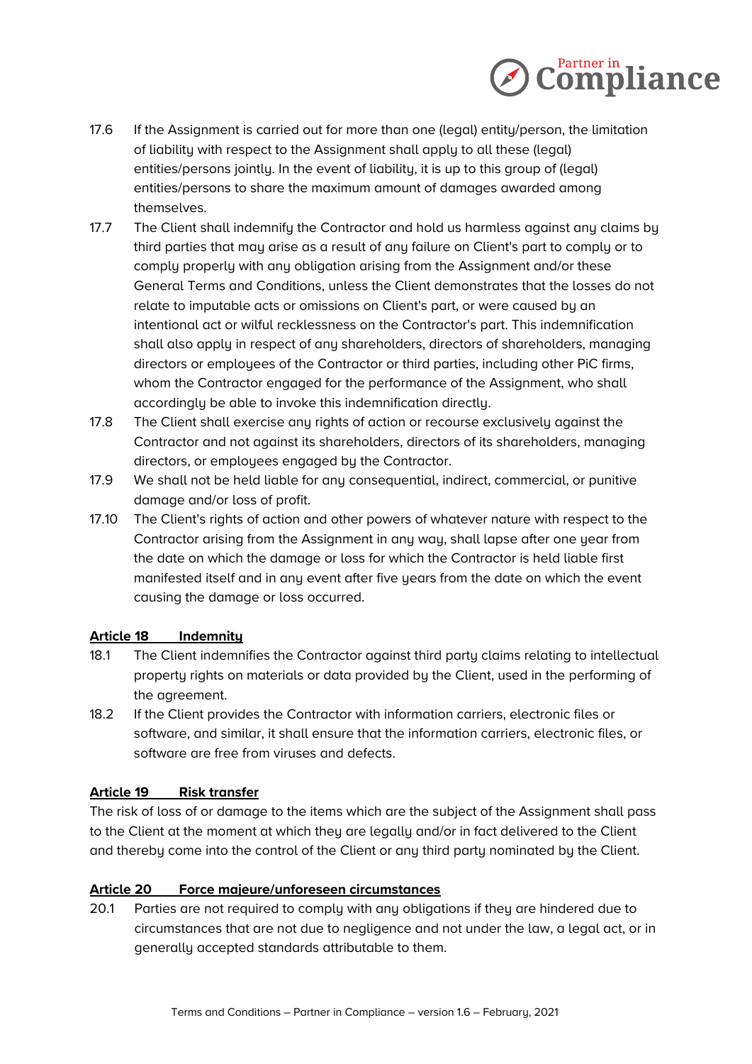17.6 If the Assignment is carried out for more than one (legal) entity/person, the limitation of liability with respect to the Assignment shall apply to all these (legal) entities/persons jointly. In the event of liability, it is up to this group of (legal) entities/persons to share the maximum amount of damages awarded among themselves.

17.7 The Client shall indemnify the Contractor and hold us harmless against any claims by third parties that may arise as a result of any failure on Client's part to comply or to comply properly with any obligation arising from the Assignment and/or these General Terms and Conditions, unless the Client demonstrates that the losses do not relate to imputable acts or omissions on Client's part, or were caused by an intentional act or wilful recklessness on the Contractor's part. This indemnification shall also apply in respect of any shareholders, directors of shareholders, managing directors or employees of the Contractor or third parties, including other PiC firms, whom the Contractor engaged for the performance of the Assignment, who shall accordingly be able to invoke this indemnification directly.

17.8 The Client shall exercise any rights of action or recourse exclusively against the Contractor and not against its shareholders, directors of its shareholders, managing directors, or employees engaged by the Contractor.

17.9 We shall not be held liable for any consequential, indirect, commercial, or punitive damage and/or loss of profit.

17.10 The Client's rights of action and other powers of whatever nature with respect to the Contractor arising from the Assignment in any way, shall lapse after one year from the date on which the damage or loss for which the Contractor is held liable first manifested itself and in any event after five years from the date on which the event causing the damage or loss occurred.

## Article 18 Indemnity

18.1 The Client indemnifies the Contractor against third party claims relating to intellectual property rights on materials or data provided by the Client, used in the performing of the agreement.

18.2 If the Client provides the Contractor with information carriers, electronic files or software, and similar, it shall ensure that the information carriers, electronic files, or software are free from viruses and defects.

## Article 19 Risk transfer

The risk of loss of or damage to the items which are the subject of the Assignment shall pass to the Client at the moment at which they are legally and/or in fact delivered to the Client and thereby come into the control of the Client or any third party nominated by the Client.

## Article 20 Force majeure/unforeseen circumstances

20.1 Parties are not required to comply with any obligations if they are hindered due to circumstances that are not due to negligence and not under the law, a legal act, or in generally accepted standards attributable to them.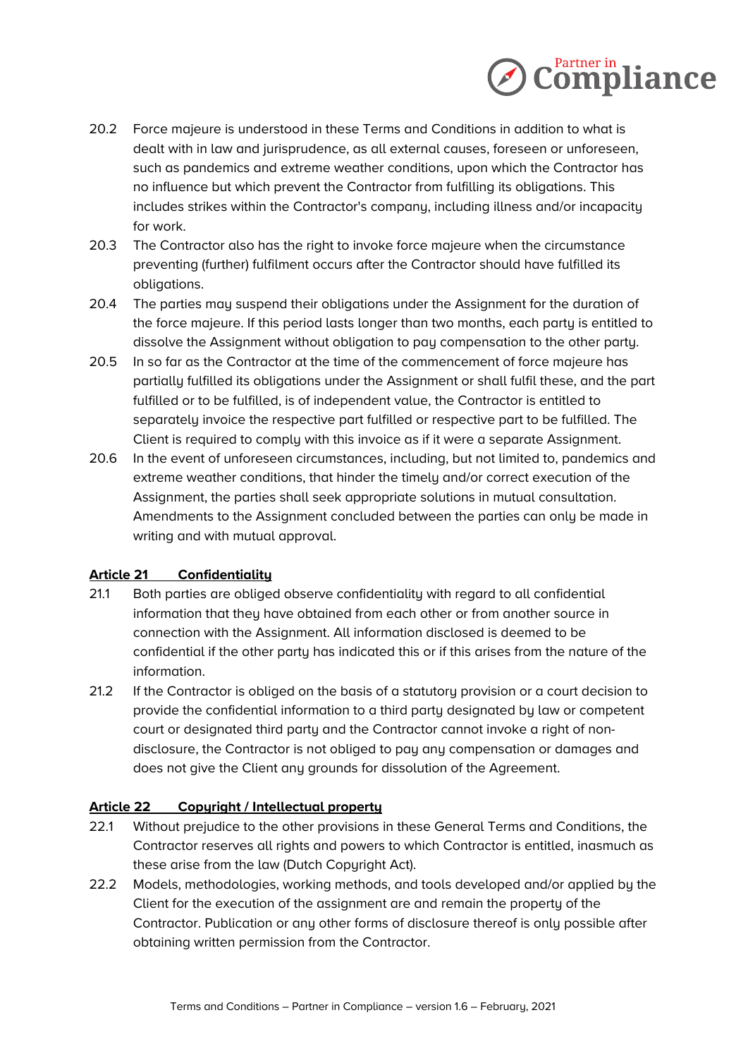20.2 Force majeure is understood in these Terms and Conditions in addition to what is dealt with in law and jurisprudence, as all external causes, foreseen or unforeseen, such as pandemics and extreme weather conditions, upon which the Contractor has no influence but which prevent the Contractor from fulfilling its obligations. This includes strikes within the Contractor's company, including illness and/or incapacity for work.

20.3 The Contractor also has the right to invoke force majeure when the circumstance preventing (further) fulfilment occurs after the Contractor should have fulfilled its obligations.

20.4 The parties may suspend their obligations under the Assignment for the duration of the force majeure. If this period lasts longer than two months, each party is entitled to dissolve the Assignment without obligation to pay compensation to the other party.

20.5 In so far as the Contractor at the time of the commencement of force majeure has partially fulfilled its obligations under the Assignment or shall fulfil these, and the part fulfilled or to be fulfilled, is of independent value, the Contractor is entitled to separately invoice the respective part fulfilled or respective part to be fulfilled. The Client is required to comply with this invoice as if it were a separate Assignment.

20.6 In the event of unforeseen circumstances, including, but not limited to, pandemics and extreme weather conditions, that hinder the timely and/or correct execution of the Assignment, the parties shall seek appropriate solutions in mutual consultation. Amendments to the Assignment concluded between the parties can only be made in writing and with mutual approval.

**Article 21 Confidentiality**

21.1 Both parties are obliged observe confidentiality with regard to all confidential information that they have obtained from each other or from another source in connection with the Assignment. All information disclosed is deemed to be confidential if the other party has indicated this or if this arises from the nature of the information.

21.2 If the Contractor is obliged on the basis of a statutory provision or a court decision to provide the confidential information to a third party designated by law or competent court or designated third party and the Contractor cannot invoke a right of non-disclosure, the Contractor is not obliged to pay any compensation or damages and does not give the Client any grounds for dissolution of the Agreement.

**Article 22 Copyright / Intellectual property**

22.1 Without prejudice to the other provisions in these General Terms and Conditions, the Contractor reserves all rights and powers to which Contractor is entitled, inasmuch as these arise from the law (Dutch Copyright Act).

22.2 Models, methodologies, working methods, and tools developed and/or applied by the Client for the execution of the assignment are and remain the property of the Contractor. Publication or any other forms of disclosure thereof is only possible after obtaining written permission from the Contractor.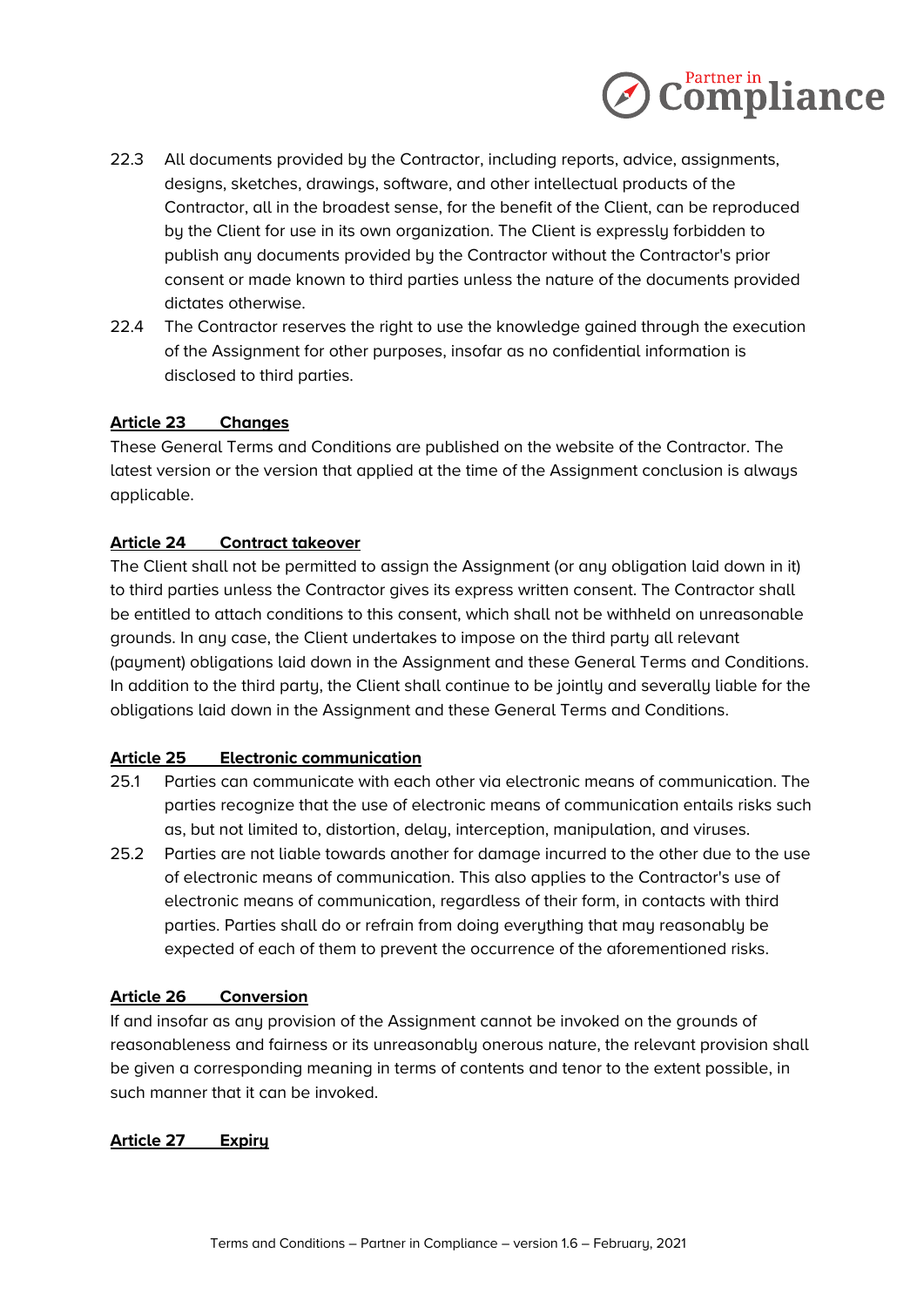22.3 All documents provided by the Contractor, including reports, advice, assignments, designs, sketches, drawings, software, and other intellectual products of the Contractor, all in the broadest sense, for the benefit of the Client, can be reproduced by the Client for use in its own organization. The Client is expressly forbidden to publish any documents provided by the Contractor without the Contractor's prior consent or made known to third parties unless the nature of the documents provided dictates otherwise.

22.4 The Contractor reserves the right to use the knowledge gained through the execution of the Assignment for other purposes, insofar as no confidential information is disclosed to third parties.

## Article 23 Changes

These General Terms and Conditions are published on the website of the Contractor. The latest version or the version that applied at the time of the Assignment conclusion is always applicable.

## Article 24 Contract takeover

The Client shall not be permitted to assign the Assignment (or any obligation laid down in it) to third parties unless the Contractor gives its express written consent. The Contractor shall be entitled to attach conditions to this consent, which shall not be withheld on unreasonable grounds. In any case, the Client undertakes to impose on the third party all relevant (payment) obligations laid down in the Assignment and these General Terms and Conditions. In addition to the third party, the Client shall continue to be jointly and severally liable for the obligations laid down in the Assignment and these General Terms and Conditions.

## Article 25 Electronic communication

25.1 Parties can communicate with each other via electronic means of communication. The parties recognize that the use of electronic means of communication entails risks such as, but not limited to, distortion, delay, interception, manipulation, and viruses.

25.2 Parties are not liable towards another for damage incurred to the other due to the use of electronic means of communication. This also applies to the Contractor's use of electronic means of communication, regardless of their form, in contacts with third parties. Parties shall do or refrain from doing everything that may reasonably be expected of each of them to prevent the occurrence of the aforementioned risks.

## Article 26 Conversion

If and insofar as any provision of the Assignment cannot be invoked on the grounds of reasonableness and fairness or its unreasonably onerous nature, the relevant provision shall be given a corresponding meaning in terms of contents and tenor to the extent possible, in such manner that it can be invoked.

## Article 27 Expiry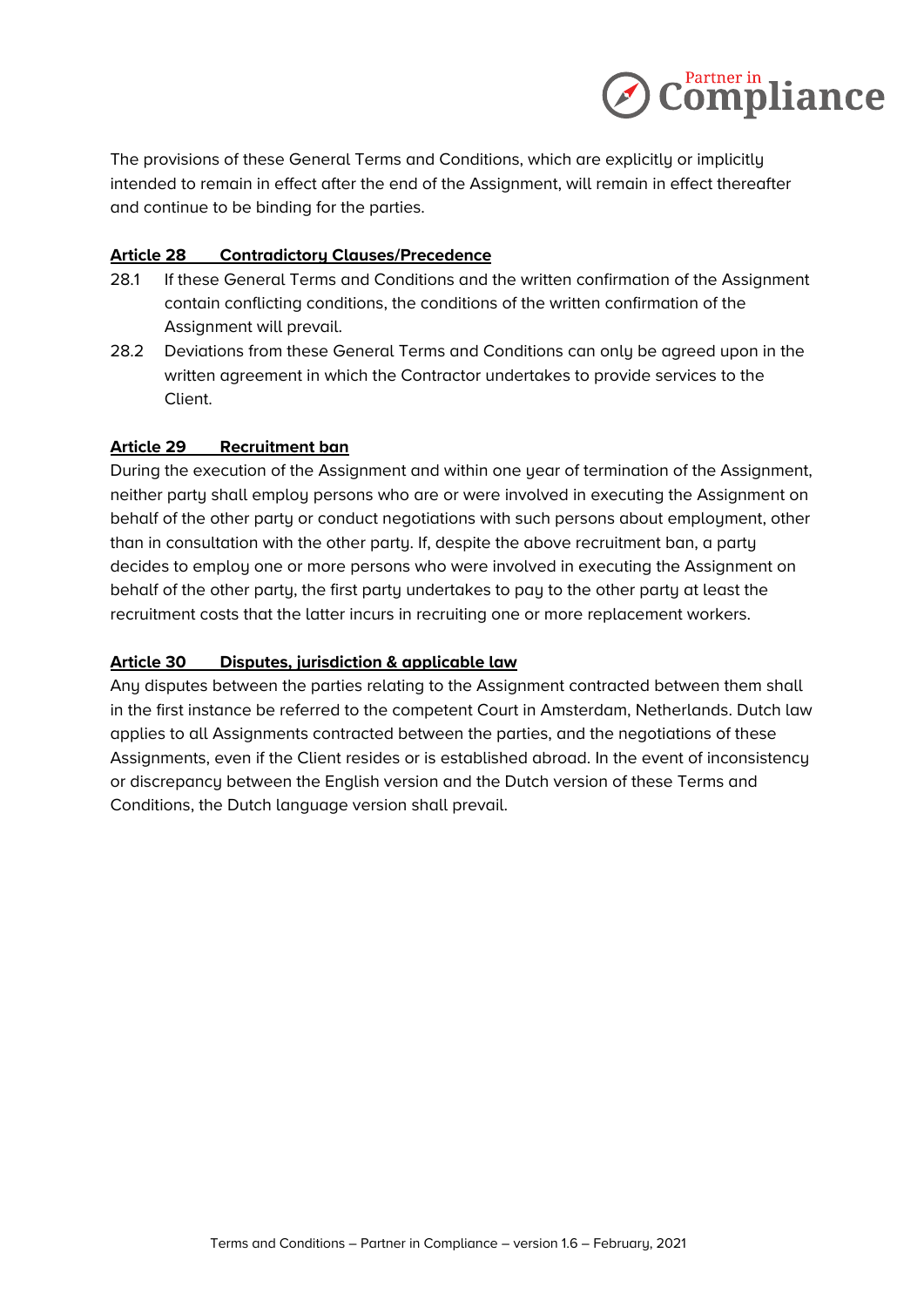The provisions of these General Terms and Conditions, which are explicitly or implicitly intended to remain in effect after the end of the Assignment, will remain in effect thereafter and continue to be binding for the parties.

### Article 28 Contradictory Clauses/Precedence

28.1 If these General Terms and Conditions and the written confirmation of the Assignment contain conflicting conditions, the conditions of the written confirmation of the Assignment will prevail.

28.2 Deviations from these General Terms and Conditions can only be agreed upon in the written agreement in which the Contractor undertakes to provide services to the Client.

### Article 29 Recruitment ban

During the execution of the Assignment and within one year of termination of the Assignment, neither party shall employ persons who are or were involved in executing the Assignment on behalf of the other party or conduct negotiations with such persons about employment, other than in consultation with the other party. If, despite the above recruitment ban, a party decides to employ one or more persons who were involved in executing the Assignment on behalf of the other party, the first party undertakes to pay to the other party at least the recruitment costs that the latter incurs in recruiting one or more replacement workers.

### Article 30 Disputes, jurisdiction & applicable law

Any disputes between the parties relating to the Assignment contracted between them shall in the first instance be referred to the competent Court in Amsterdam, Netherlands. Dutch law applies to all Assignments contracted between the parties, and the negotiations of these Assignments, even if the Client resides or is established abroad. In the event of inconsistency or discrepancy between the English version and the Dutch version of these Terms and Conditions, the Dutch language version shall prevail.